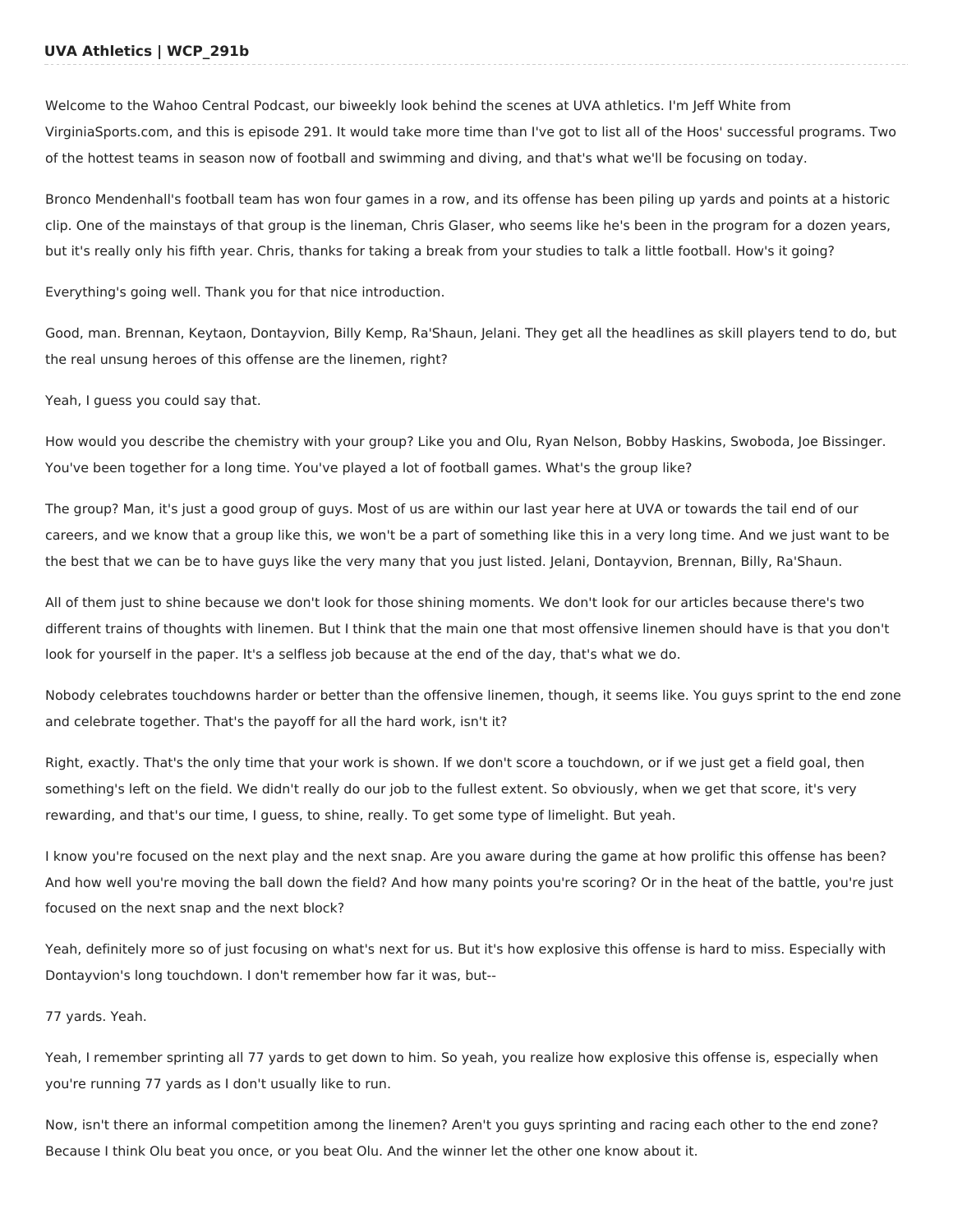Welcome to the Wahoo Central Podcast, our biweekly look behind the scenes at UVA athletics. I'm Jeff White from VirginiaSports.com, and this is episode 291. It would take more time than I've got to list all of the Hoos' successful programs. Two of the hottest teams in season now of football and swimming and diving, and that's what we'll be focusing on today.

Bronco Mendenhall's football team has won four games in a row, and its offense has been piling up yards and points at a historic clip. One of the mainstays of that group is the lineman, Chris Glaser, who seems like he's been in the program for a dozen years, but it's really only his fifth year. Chris, thanks for taking a break from your studies to talk a little football. How's it going?

Everything's going well. Thank you for that nice introduction.

Good, man. Brennan, Keytaon, Dontayvion, Billy Kemp, Ra'Shaun, Jelani. They get all the headlines as skill players tend to do, but the real unsung heroes of this offense are the linemen, right?

Yeah, I guess you could say that.

How would you describe the chemistry with your group? Like you and Olu, Ryan Nelson, Bobby Haskins, Swoboda, Joe Bissinger. You've been together for a long time. You've played a lot of football games. What's the group like?

The group? Man, it's just a good group of guys. Most of us are within our last year here at UVA or towards the tail end of our careers, and we know that a group like this, we won't be a part of something like this in a very long time. And we just want to be the best that we can be to have guys like the very many that you just listed. Jelani, Dontayvion, Brennan, Billy, Ra'Shaun.

All of them just to shine because we don't look for those shining moments. We don't look for our articles because there's two different trains of thoughts with linemen. But I think that the main one that most offensive linemen should have is that you don't look for yourself in the paper. It's a selfless job because at the end of the day, that's what we do.

Nobody celebrates touchdowns harder or better than the offensive linemen, though, it seems like. You guys sprint to the end zone and celebrate together. That's the payoff for all the hard work, isn't it?

Right, exactly. That's the only time that your work is shown. If we don't score a touchdown, or if we just get a field goal, then something's left on the field. We didn't really do our job to the fullest extent. So obviously, when we get that score, it's very rewarding, and that's our time, I guess, to shine, really. To get some type of limelight. But yeah.

I know you're focused on the next play and the next snap. Are you aware during the game at how prolific this offense has been? And how well you're moving the ball down the field? And how many points you're scoring? Or in the heat of the battle, you're just focused on the next snap and the next block?

Yeah, definitely more so of just focusing on what's next for us. But it's how explosive this offense is hard to miss. Especially with Dontayvion's long touchdown. I don't remember how far it was, but--

77 yards. Yeah.

Yeah, I remember sprinting all 77 yards to get down to him. So yeah, you realize how explosive this offense is, especially when you're running 77 yards as I don't usually like to run.

Now, isn't there an informal competition among the linemen? Aren't you guys sprinting and racing each other to the end zone? Because I think Olu beat you once, or you beat Olu. And the winner let the other one know about it.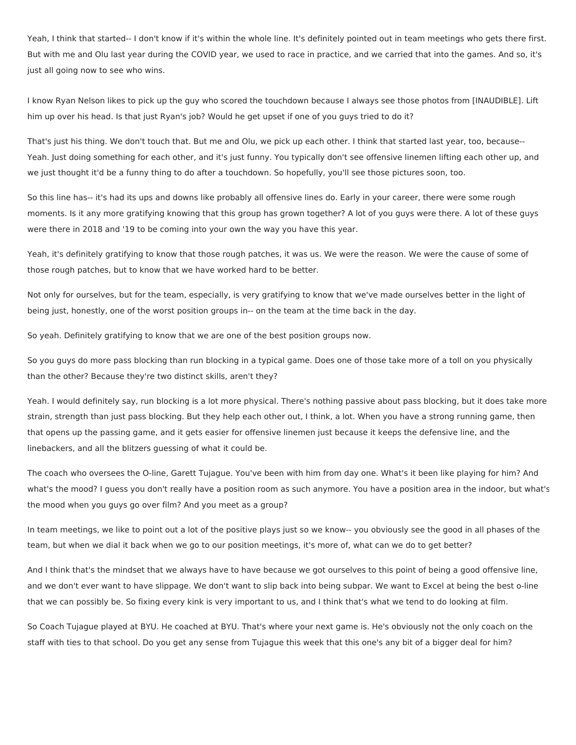Yeah, I think that started-- I don't know if it's within the whole line. It's definitely pointed out in team meetings who gets there first. But with me and Olu last year during the COVID year, we used to race in practice, and we carried that into the games. And so, it's just all going now to see who wins.

I know Ryan Nelson likes to pick up the guy who scored the touchdown because I always see those photos from [INAUDIBLE]. Lift him up over his head. Is that just Ryan's job? Would he get upset if one of you guys tried to do it?

That's just his thing. We don't touch that. But me and Olu, we pick up each other. I think that started last year, too, because-- Yeah. Just doing something for each other, and it's just funny. You typically don't see offensive linemen lifting each other up, and we just thought it'd be a funny thing to do after a touchdown. So hopefully, you'll see those pictures soon, too.

So this line has-- it's had its ups and downs like probably all offensive lines do. Early in your career, there were some rough moments. Is it any more gratifying knowing that this group has grown together? A lot of you guys were there. A lot of these guys were there in 2018 and '19 to be coming into your own the way you have this year.

Yeah, it's definitely gratifying to know that those rough patches, it was us. We were the reason. We were the cause of some of those rough patches, but to know that we have worked hard to be better.

Not only for ourselves, but for the team, especially, is very gratifying to know that we've made ourselves better in the light of being just, honestly, one of the worst position groups in-- on the team at the time back in the day.

So yeah. Definitely gratifying to know that we are one of the best position groups now.

So you guys do more pass blocking than run blocking in a typical game. Does one of those take more of a toll on you physically than the other? Because they're two distinct skills, aren't they?

Yeah. I would definitely say, run blocking is a lot more physical. There's nothing passive about pass blocking, but it does take more strain, strength than just pass blocking. But they help each other out, I think, a lot. When you have a strong running game, then that opens up the passing game, and it gets easier for offensive linemen just because it keeps the defensive line, and the linebackers, and all the blitzers guessing of what it could be.

The coach who oversees the O-line, Garett Tujague. You've been with him from day one. What's it been like playing for him? And what's the mood? I guess you don't really have a position room as such anymore. You have a position area in the indoor, but what's the mood when you guys go over film? And you meet as a group?

In team meetings, we like to point out a lot of the positive plays just so we know-- you obviously see the good in all phases of the team, but when we dial it back when we go to our position meetings, it's more of, what can we do to get better?

And I think that's the mindset that we always have to have because we got ourselves to this point of being a good offensive line, and we don't ever want to have slippage. We don't want to slip back into being subpar. We want to Excel at being the best o-line that we can possibly be. So fixing every kink is very important to us, and I think that's what we tend to do looking at film.

So Coach Tujague played at BYU. He coached at BYU. That's where your next game is. He's obviously not the only coach on the staff with ties to that school. Do you get any sense from Tujague this week that this one's any bit of a bigger deal for him?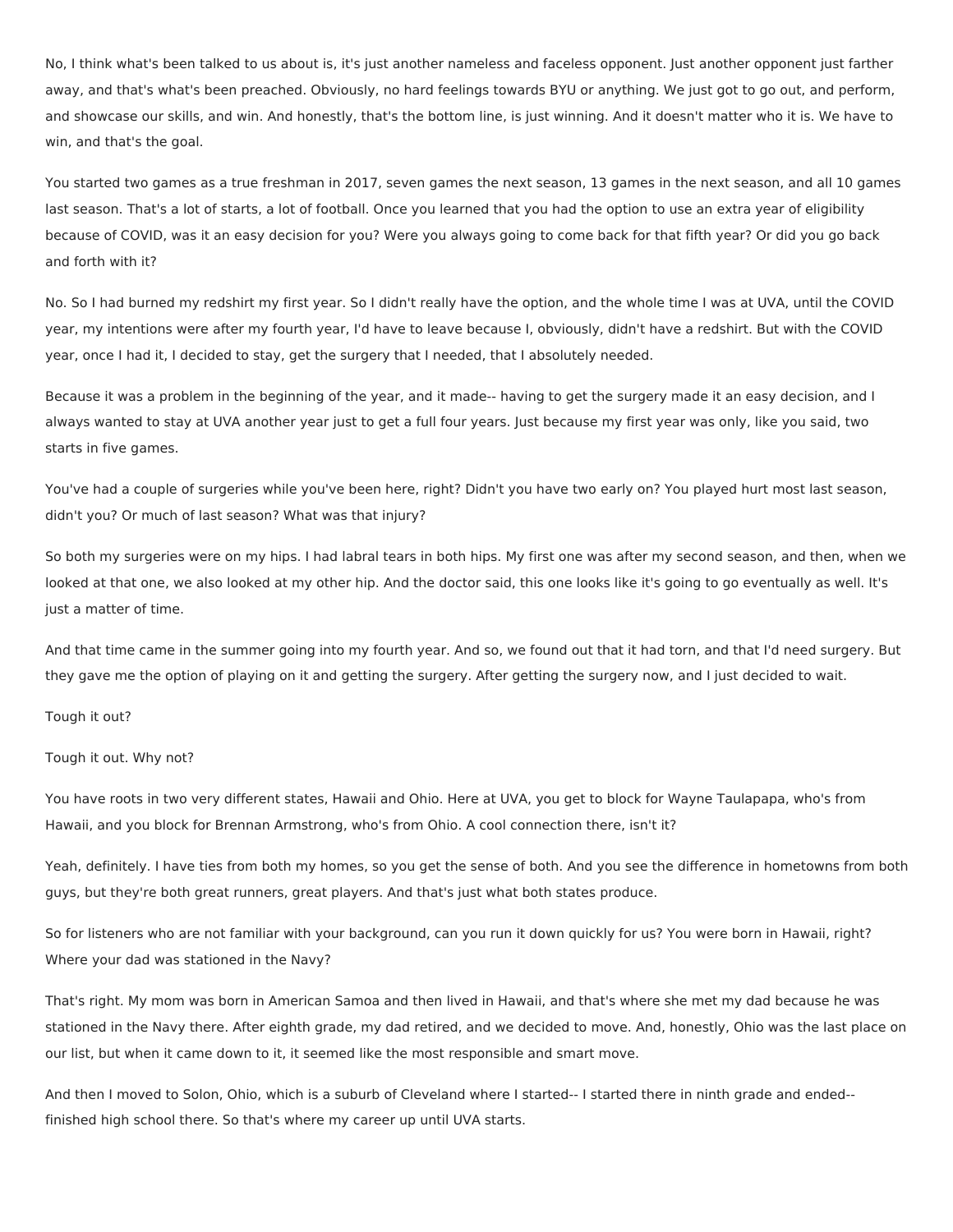No, I think what's been talked to us about is, it's just another nameless and faceless opponent. Just another opponent just farther away, and that's what's been preached. Obviously, no hard feelings towards BYU or anything. We just got to go out, and perform, and showcase our skills, and win. And honestly, that's the bottom line, is just winning. And it doesn't matter who it is. We have to win, and that's the goal.

You started two games as a true freshman in 2017, seven games the next season, 13 games in the next season, and all 10 games last season. That's a lot of starts, a lot of football. Once you learned that you had the option to use an extra year of eligibility because of COVID, was it an easy decision for you? Were you always going to come back for that fifth year? Or did you go back and forth with it?

No. So I had burned my redshirt my first year. So I didn't really have the option, and the whole time I was at UVA, until the COVID year, my intentions were after my fourth year, I'd have to leave because I, obviously, didn't have a redshirt. But with the COVID year, once I had it, I decided to stay, get the surgery that I needed, that I absolutely needed.

Because it was a problem in the beginning of the year, and it made-- having to get the surgery made it an easy decision, and I always wanted to stay at UVA another year just to get a full four years. Just because my first year was only, like you said, two starts in five games.

You've had a couple of surgeries while you've been here, right? Didn't you have two early on? You played hurt most last season, didn't you? Or much of last season? What was that injury?

So both my surgeries were on my hips. I had labral tears in both hips. My first one was after my second season, and then, when we looked at that one, we also looked at my other hip. And the doctor said, this one looks like it's going to go eventually as well. It's just a matter of time.

And that time came in the summer going into my fourth year. And so, we found out that it had torn, and that I'd need surgery. But they gave me the option of playing on it and getting the surgery. After getting the surgery now, and I just decided to wait.

Tough it out?

Tough it out. Why not?

You have roots in two very different states, Hawaii and Ohio. Here at UVA, you get to block for Wayne Taulapapa, who's from Hawaii, and you block for Brennan Armstrong, who's from Ohio. A cool connection there, isn't it?

Yeah, definitely. I have ties from both my homes, so you get the sense of both. And you see the difference in hometowns from both guys, but they're both great runners, great players. And that's just what both states produce.

So for listeners who are not familiar with your background, can you run it down quickly for us? You were born in Hawaii, right? Where your dad was stationed in the Navy?

That's right. My mom was born in American Samoa and then lived in Hawaii, and that's where she met my dad because he was stationed in the Navy there. After eighth grade, my dad retired, and we decided to move. And, honestly, Ohio was the last place on our list, but when it came down to it, it seemed like the most responsible and smart move.

And then I moved to Solon, Ohio, which is a suburb of Cleveland where I started-- I started there in ninth grade and ended-- finished high school there. So that's where my career up until UVA starts.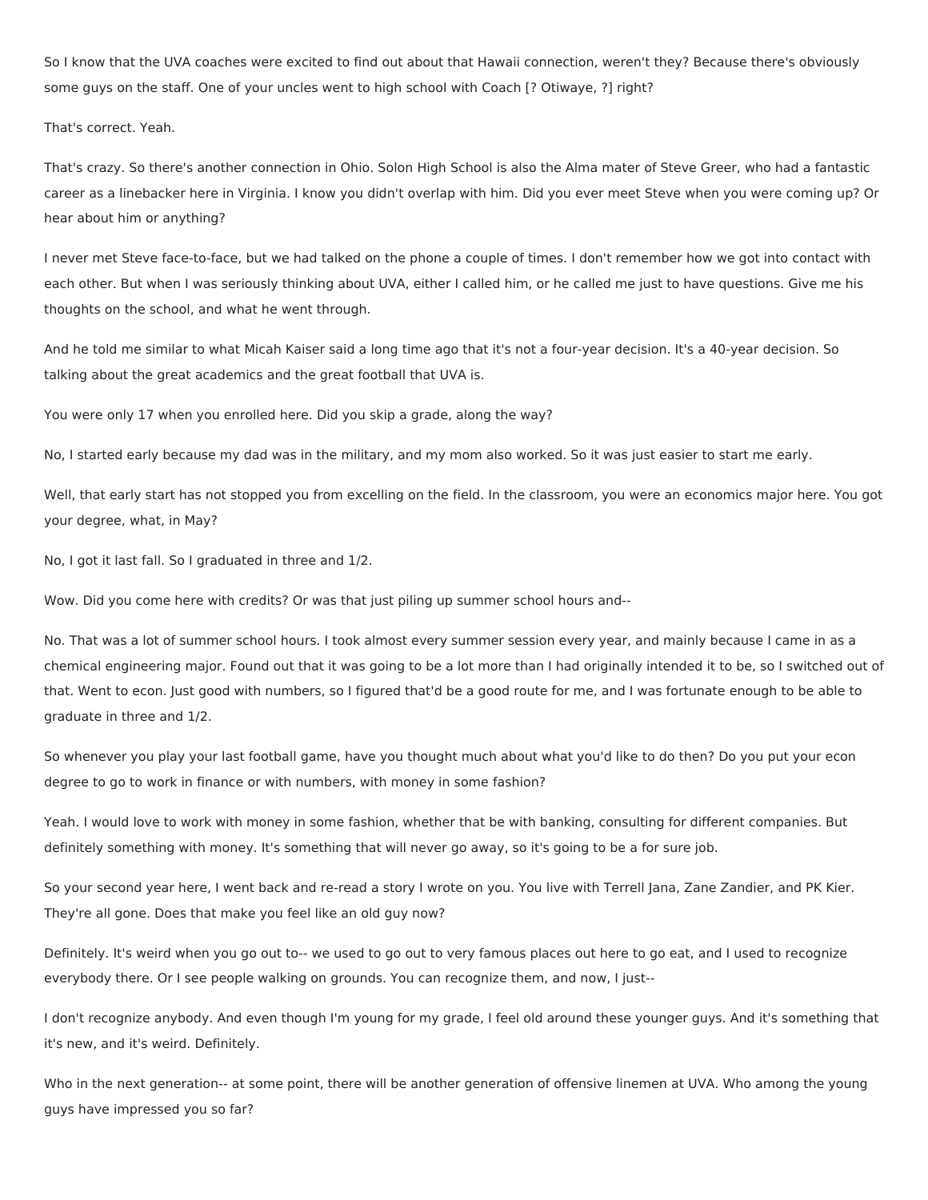So I know that the UVA coaches were excited to find out about that Hawaii connection, weren't they? Because there's obviously some guys on the staff. One of your uncles went to high school with Coach [? Otiwaye, ?] right?

That's correct. Yeah.

That's crazy. So there's another connection in Ohio. Solon High School is also the Alma mater of Steve Greer, who had a fantastic career as a linebacker here in Virginia. I know you didn't overlap with him. Did you ever meet Steve when you were coming up? Or hear about him or anything?

I never met Steve face-to-face, but we had talked on the phone a couple of times. I don't remember how we got into contact with each other. But when I was seriously thinking about UVA, either I called him, or he called me just to have questions. Give me his thoughts on the school, and what he went through.

And he told me similar to what Micah Kaiser said a long time ago that it's not a four-year decision. It's a 40-year decision. So talking about the great academics and the great football that UVA is.

You were only 17 when you enrolled here. Did you skip a grade, along the way?

No, I started early because my dad was in the military, and my mom also worked. So it was just easier to start me early.

Well, that early start has not stopped you from excelling on the field. In the classroom, you were an economics major here. You got your degree, what, in May?

No, I got it last fall. So I graduated in three and 1/2.

Wow. Did you come here with credits? Or was that just piling up summer school hours and--

No. That was a lot of summer school hours. I took almost every summer session every year, and mainly because I came in as a chemical engineering major. Found out that it was going to be a lot more than I had originally intended it to be, so I switched out of that. Went to econ. Just good with numbers, so I figured that'd be a good route for me, and I was fortunate enough to be able to graduate in three and 1/2.

So whenever you play your last football game, have you thought much about what you'd like to do then? Do you put your econ degree to go to work in finance or with numbers, with money in some fashion?

Yeah. I would love to work with money in some fashion, whether that be with banking, consulting for different companies. But definitely something with money. It's something that will never go away, so it's going to be a for sure job.

So your second year here, I went back and re-read a story I wrote on you. You live with Terrell Jana, Zane Zandier, and PK Kier. They're all gone. Does that make you feel like an old guy now?

Definitely. It's weird when you go out to-- we used to go out to very famous places out here to go eat, and I used to recognize everybody there. Or I see people walking on grounds. You can recognize them, and now, I just--

I don't recognize anybody. And even though I'm young for my grade, I feel old around these younger guys. And it's something that it's new, and it's weird. Definitely.

Who in the next generation-- at some point, there will be another generation of offensive linemen at UVA. Who among the young guys have impressed you so far?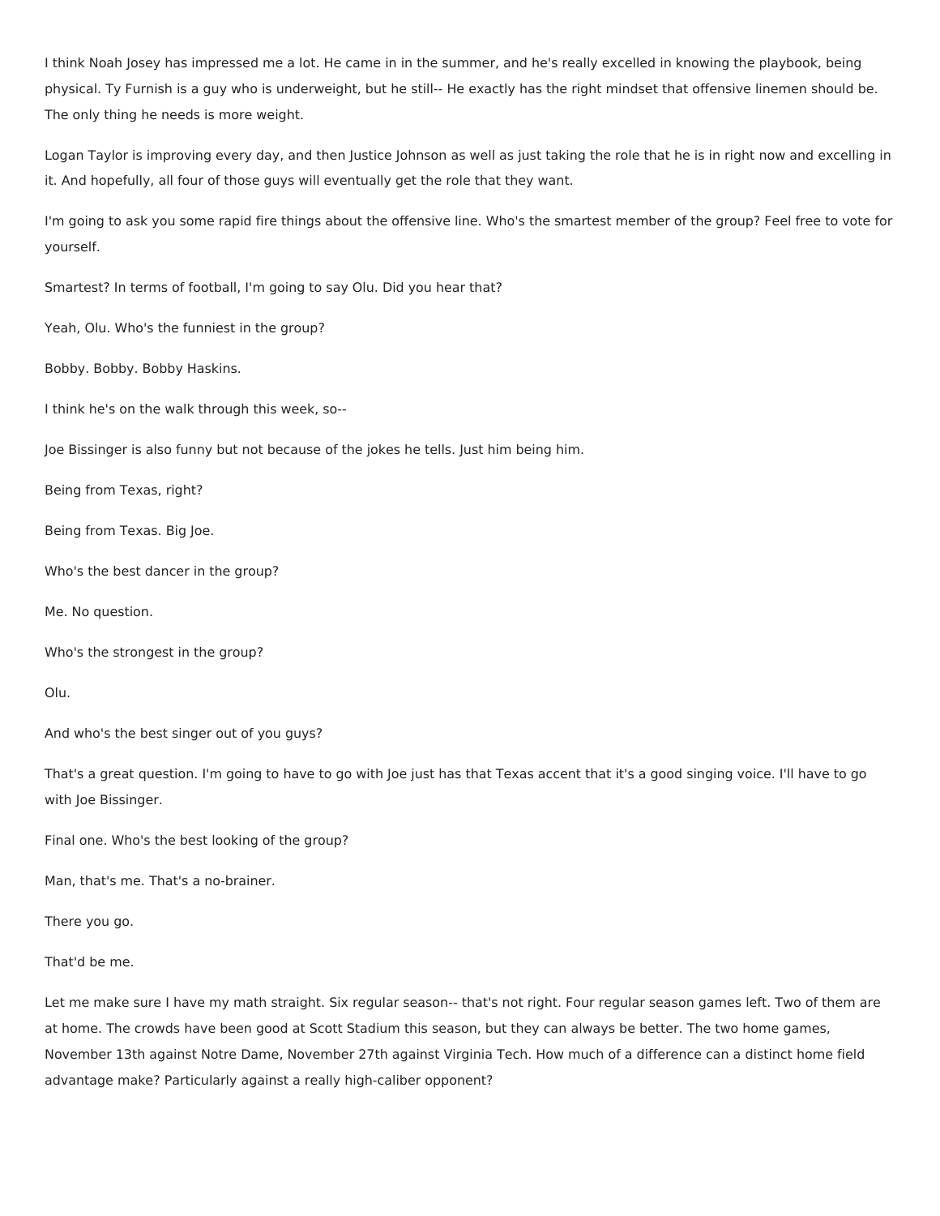I think Noah Josey has impressed me a lot. He came in in the summer, and he's really excelled in knowing the playbook, being physical. Ty Furnish is a guy who is underweight, but he still-- He exactly has the right mindset that offensive linemen should be. The only thing he needs is more weight.

Logan Taylor is improving every day, and then Justice Johnson as well as just taking the role that he is in right now and excelling in it. And hopefully, all four of those guys will eventually get the role that they want.

I'm going to ask you some rapid fire things about the offensive line. Who's the smartest member of the group? Feel free to vote for yourself.

Smartest? In terms of football, I'm going to say Olu. Did you hear that?

Yeah, Olu. Who's the funniest in the group?

Bobby. Bobby. Bobby Haskins.

I think he's on the walk through this week, so--

Joe Bissinger is also funny but not because of the jokes he tells. Just him being him.

Being from Texas, right?

Being from Texas. Big Joe.

Who's the best dancer in the group?

Me. No question.

Who's the strongest in the group?

Olu.

And who's the best singer out of you guys?

That's a great question. I'm going to have to go with Joe just has that Texas accent that it's a good singing voice. I'll have to go with Joe Bissinger.

Final one. Who's the best looking of the group?

Man, that's me. That's a no-brainer.

There you go.

That'd be me.

Let me make sure I have my math straight. Six regular season-- that's not right. Four regular season games left. Two of them are at home. The crowds have been good at Scott Stadium this season, but they can always be better. The two home games, November 13th against Notre Dame, November 27th against Virginia Tech. How much of a difference can a distinct home field advantage make? Particularly against a really high-caliber opponent?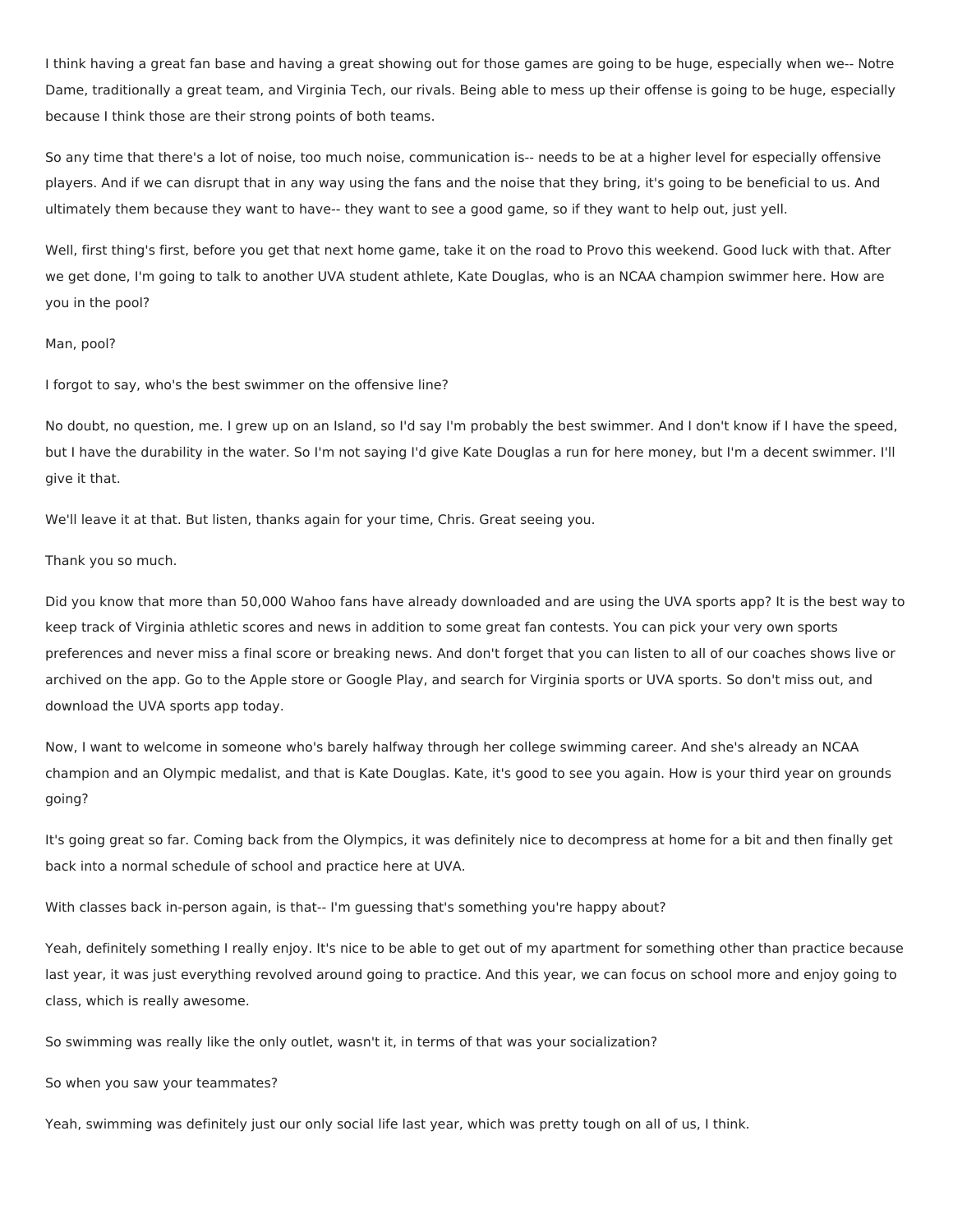I think having a great fan base and having a great showing out for those games are going to be huge, especially when we-- Notre Dame, traditionally a great team, and Virginia Tech, our rivals. Being able to mess up their offense is going to be huge, especially because I think those are their strong points of both teams.

So any time that there's a lot of noise, too much noise, communication is-- needs to be at a higher level for especially offensive players. And if we can disrupt that in any way using the fans and the noise that they bring, it's going to be beneficial to us. And ultimately them because they want to have-- they want to see a good game, so if they want to help out, just yell.

Well, first thing's first, before you get that next home game, take it on the road to Provo this weekend. Good luck with that. After we get done, I'm going to talk to another UVA student athlete, Kate Douglas, who is an NCAA champion swimmer here. How are you in the pool?

Man, pool?

I forgot to say, who's the best swimmer on the offensive line?

No doubt, no question, me. I grew up on an Island, so I'd say I'm probably the best swimmer. And I don't know if I have the speed, but I have the durability in the water. So I'm not saying I'd give Kate Douglas a run for here money, but I'm a decent swimmer. I'll give it that.

We'll leave it at that. But listen, thanks again for your time, Chris. Great seeing you.

Thank you so much.

Did you know that more than 50,000 Wahoo fans have already downloaded and are using the UVA sports app? It is the best way to keep track of Virginia athletic scores and news in addition to some great fan contests. You can pick your very own sports preferences and never miss a final score or breaking news. And don't forget that you can listen to all of our coaches shows live or archived on the app. Go to the Apple store or Google Play, and search for Virginia sports or UVA sports. So don't miss out, and download the UVA sports app today.

Now, I want to welcome in someone who's barely halfway through her college swimming career. And she's already an NCAA champion and an Olympic medalist, and that is Kate Douglas. Kate, it's good to see you again. How is your third year on grounds going?

It's going great so far. Coming back from the Olympics, it was definitely nice to decompress at home for a bit and then finally get back into a normal schedule of school and practice here at UVA.

With classes back in-person again, is that-- I'm guessing that's something you're happy about?

Yeah, definitely something I really enjoy. It's nice to be able to get out of my apartment for something other than practice because last year, it was just everything revolved around going to practice. And this year, we can focus on school more and enjoy going to class, which is really awesome.

So swimming was really like the only outlet, wasn't it, in terms of that was your socialization?

So when you saw your teammates?

Yeah, swimming was definitely just our only social life last year, which was pretty tough on all of us, I think.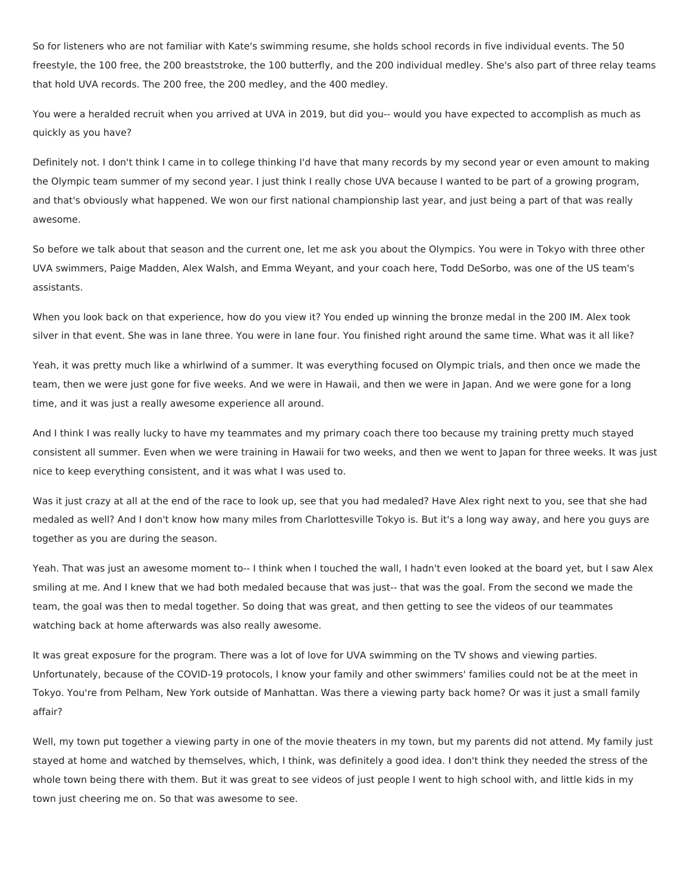So for listeners who are not familiar with Kate's swimming resume, she holds school records in five individual events. The 50 freestyle, the 100 free, the 200 breaststroke, the 100 butterfly, and the 200 individual medley. She's also part of three relay teams that hold UVA records. The 200 free, the 200 medley, and the 400 medley.

You were a heralded recruit when you arrived at UVA in 2019, but did you-- would you have expected to accomplish as much as quickly as you have?

Definitely not. I don't think I came in to college thinking I'd have that many records by my second year or even amount to making the Olympic team summer of my second year. I just think I really chose UVA because I wanted to be part of a growing program, and that's obviously what happened. We won our first national championship last year, and just being a part of that was really awesome.

So before we talk about that season and the current one, let me ask you about the Olympics. You were in Tokyo with three other UVA swimmers, Paige Madden, Alex Walsh, and Emma Weyant, and your coach here, Todd DeSorbo, was one of the US team's assistants.

When you look back on that experience, how do you view it? You ended up winning the bronze medal in the 200 IM. Alex took silver in that event. She was in lane three. You were in lane four. You finished right around the same time. What was it all like?

Yeah, it was pretty much like a whirlwind of a summer. It was everything focused on Olympic trials, and then once we made the team, then we were just gone for five weeks. And we were in Hawaii, and then we were in Japan. And we were gone for a long time, and it was just a really awesome experience all around.

And I think I was really lucky to have my teammates and my primary coach there too because my training pretty much stayed consistent all summer. Even when we were training in Hawaii for two weeks, and then we went to Japan for three weeks. It was just nice to keep everything consistent, and it was what I was used to.

Was it just crazy at all at the end of the race to look up, see that you had medaled? Have Alex right next to you, see that she had medaled as well? And I don't know how many miles from Charlottesville Tokyo is. But it's a long way away, and here you guys are together as you are during the season.

Yeah. That was just an awesome moment to-- I think when I touched the wall, I hadn't even looked at the board yet, but I saw Alex smiling at me. And I knew that we had both medaled because that was just-- that was the goal. From the second we made the team, the goal was then to medal together. So doing that was great, and then getting to see the videos of our teammates watching back at home afterwards was also really awesome.

It was great exposure for the program. There was a lot of love for UVA swimming on the TV shows and viewing parties. Unfortunately, because of the COVID-19 protocols, I know your family and other swimmers' families could not be at the meet in Tokyo. You're from Pelham, New York outside of Manhattan. Was there a viewing party back home? Or was it just a small family affair?

Well, my town put together a viewing party in one of the movie theaters in my town, but my parents did not attend. My family just stayed at home and watched by themselves, which, I think, was definitely a good idea. I don't think they needed the stress of the whole town being there with them. But it was great to see videos of just people I went to high school with, and little kids in my town just cheering me on. So that was awesome to see.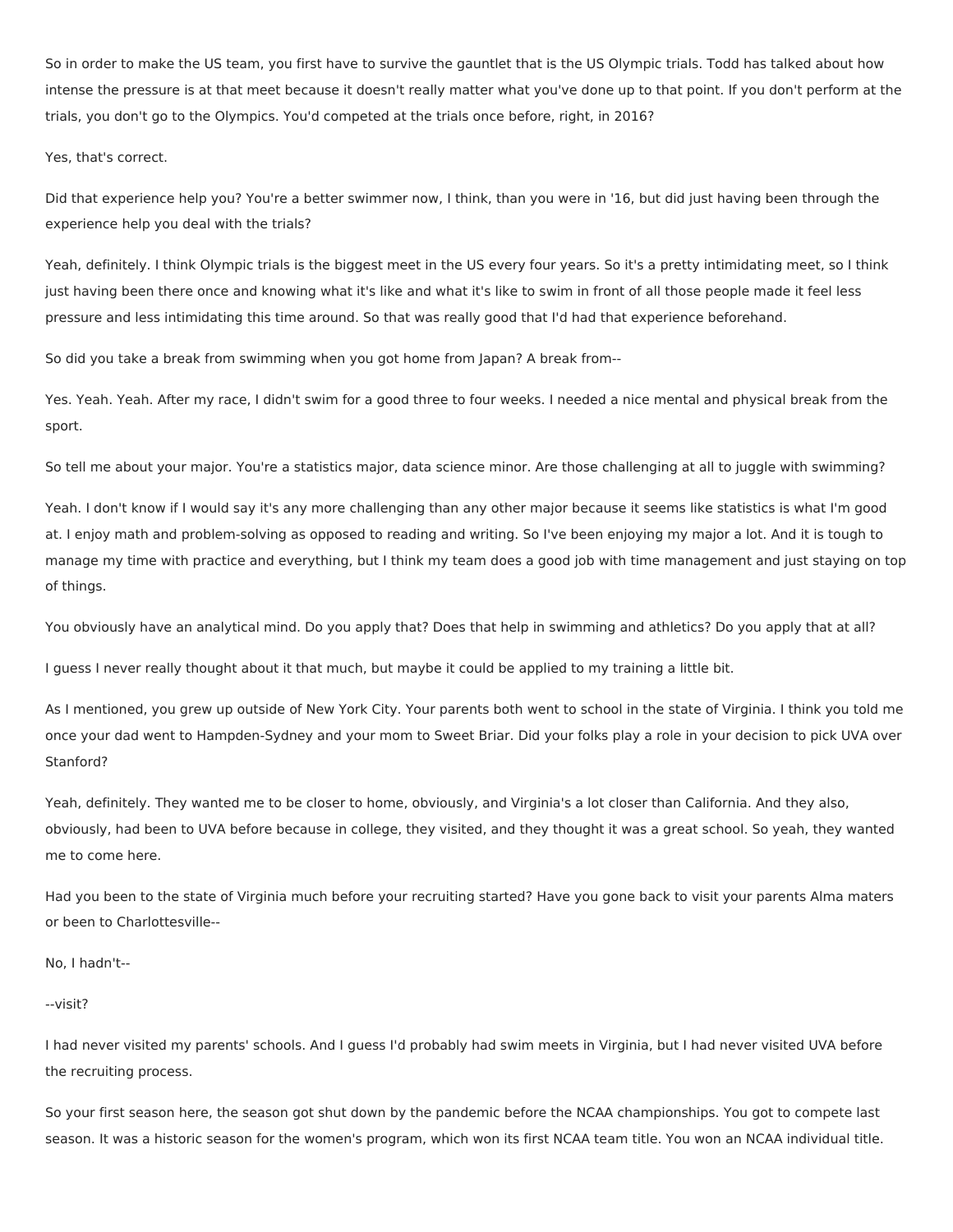So in order to make the US team, you first have to survive the gauntlet that is the US Olympic trials. Todd has talked about how intense the pressure is at that meet because it doesn't really matter what you've done up to that point. If you don't perform at the trials, you don't go to the Olympics. You'd competed at the trials once before, right, in 2016?

Yes, that's correct.

Did that experience help you? You're a better swimmer now, I think, than you were in '16, but did just having been through the experience help you deal with the trials?

Yeah, definitely. I think Olympic trials is the biggest meet in the US every four years. So it's a pretty intimidating meet, so I think just having been there once and knowing what it's like and what it's like to swim in front of all those people made it feel less pressure and less intimidating this time around. So that was really good that I'd had that experience beforehand.

So did you take a break from swimming when you got home from Japan? A break from--

Yes. Yeah. Yeah. After my race, I didn't swim for a good three to four weeks. I needed a nice mental and physical break from the sport.

So tell me about your major. You're a statistics major, data science minor. Are those challenging at all to juggle with swimming?

Yeah. I don't know if I would say it's any more challenging than any other major because it seems like statistics is what I'm good at. I enjoy math and problem-solving as opposed to reading and writing. So I've been enjoying my major a lot. And it is tough to manage my time with practice and everything, but I think my team does a good job with time management and just staying on top of things.

You obviously have an analytical mind. Do you apply that? Does that help in swimming and athletics? Do you apply that at all?

I guess I never really thought about it that much, but maybe it could be applied to my training a little bit.

As I mentioned, you grew up outside of New York City. Your parents both went to school in the state of Virginia. I think you told me once your dad went to Hampden-Sydney and your mom to Sweet Briar. Did your folks play a role in your decision to pick UVA over Stanford?

Yeah, definitely. They wanted me to be closer to home, obviously, and Virginia's a lot closer than California. And they also, obviously, had been to UVA before because in college, they visited, and they thought it was a great school. So yeah, they wanted me to come here.

Had you been to the state of Virginia much before your recruiting started? Have you gone back to visit your parents Alma maters or been to Charlottesville--

No, I hadn't--

--visit?

I had never visited my parents' schools. And I guess I'd probably had swim meets in Virginia, but I had never visited UVA before the recruiting process.

So your first season here, the season got shut down by the pandemic before the NCAA championships. You got to compete last season. It was a historic season for the women's program, which won its first NCAA team title. You won an NCAA individual title.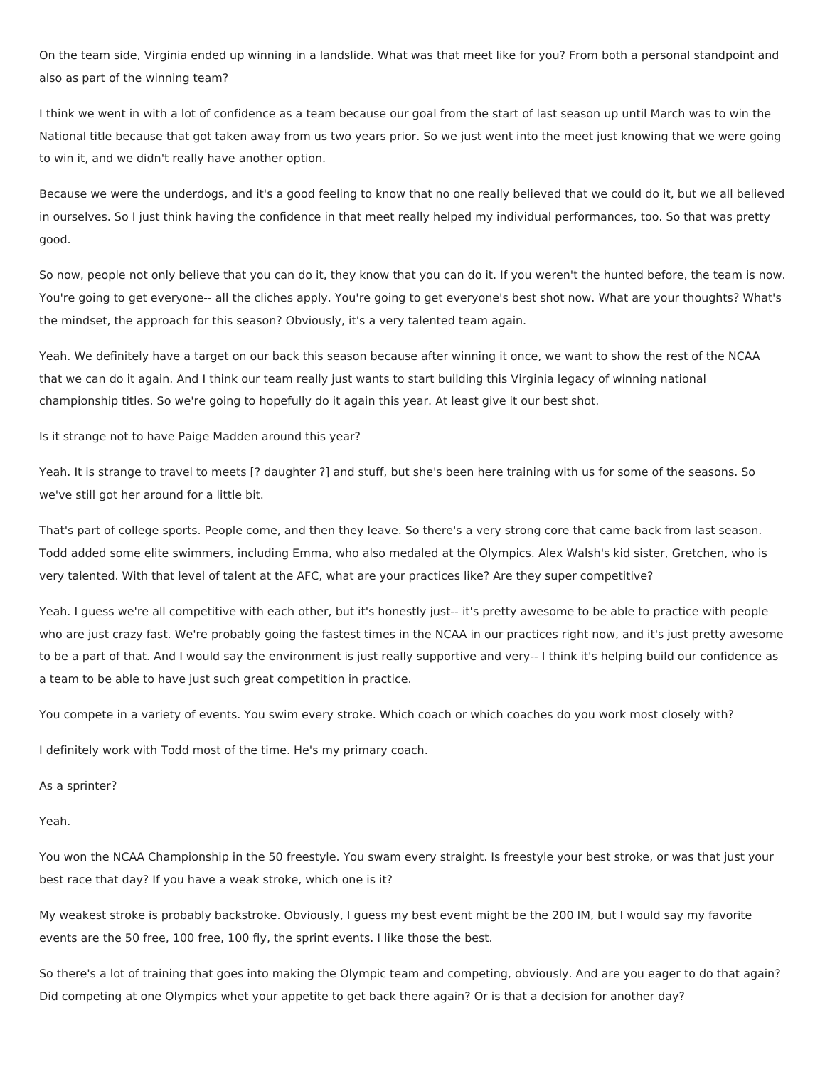On the team side, Virginia ended up winning in a landslide. What was that meet like for you? From both a personal standpoint and also as part of the winning team?

I think we went in with a lot of confidence as a team because our goal from the start of last season up until March was to win the National title because that got taken away from us two years prior. So we just went into the meet just knowing that we were going to win it, and we didn't really have another option.

Because we were the underdogs, and it's a good feeling to know that no one really believed that we could do it, but we all believed in ourselves. So I just think having the confidence in that meet really helped my individual performances, too. So that was pretty good.

So now, people not only believe that you can do it, they know that you can do it. If you weren't the hunted before, the team is now. You're going to get everyone-- all the cliches apply. You're going to get everyone's best shot now. What are your thoughts? What's the mindset, the approach for this season? Obviously, it's a very talented team again.

Yeah. We definitely have a target on our back this season because after winning it once, we want to show the rest of the NCAA that we can do it again. And I think our team really just wants to start building this Virginia legacy of winning national championship titles. So we're going to hopefully do it again this year. At least give it our best shot.

Is it strange not to have Paige Madden around this year?

Yeah. It is strange to travel to meets [? daughter ?] and stuff, but she's been here training with us for some of the seasons. So we've still got her around for a little bit.

That's part of college sports. People come, and then they leave. So there's a very strong core that came back from last season. Todd added some elite swimmers, including Emma, who also medaled at the Olympics. Alex Walsh's kid sister, Gretchen, who is very talented. With that level of talent at the AFC, what are your practices like? Are they super competitive?

Yeah. I guess we're all competitive with each other, but it's honestly just-- it's pretty awesome to be able to practice with people who are just crazy fast. We're probably going the fastest times in the NCAA in our practices right now, and it's just pretty awesome to be a part of that. And I would say the environment is just really supportive and very-- I think it's helping build our confidence as a team to be able to have just such great competition in practice.

You compete in a variety of events. You swim every stroke. Which coach or which coaches do you work most closely with?

I definitely work with Todd most of the time. He's my primary coach.

As a sprinter?

Yeah.

You won the NCAA Championship in the 50 freestyle. You swam every straight. Is freestyle your best stroke, or was that just your best race that day? If you have a weak stroke, which one is it?

My weakest stroke is probably backstroke. Obviously, I guess my best event might be the 200 IM, but I would say my favorite events are the 50 free, 100 free, 100 fly, the sprint events. I like those the best.

So there's a lot of training that goes into making the Olympic team and competing, obviously. And are you eager to do that again? Did competing at one Olympics whet your appetite to get back there again? Or is that a decision for another day?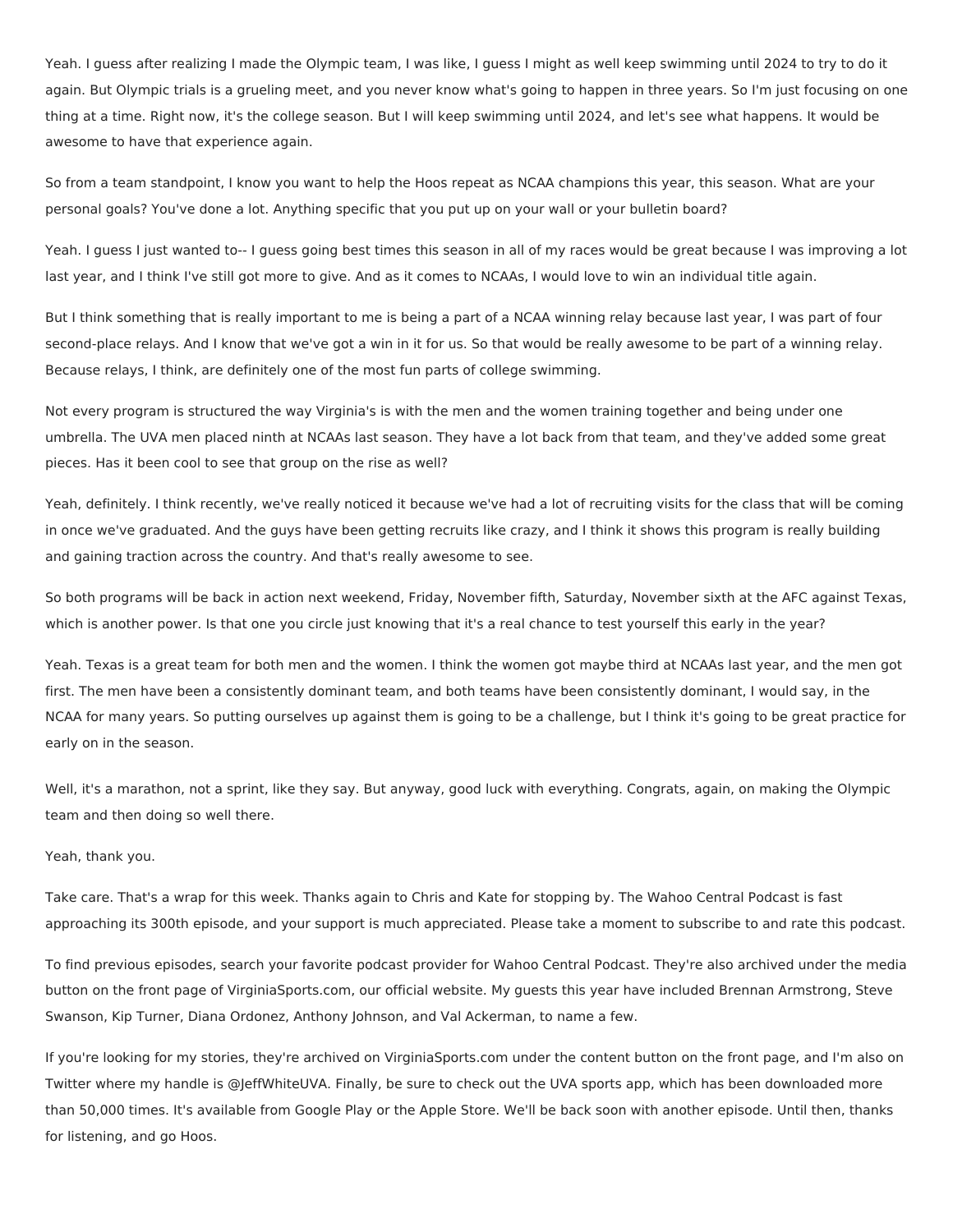Yeah. I guess after realizing I made the Olympic team, I was like, I guess I might as well keep swimming until 2024 to try to do it again. But Olympic trials is a grueling meet, and you never know what's going to happen in three years. So I'm just focusing on one thing at a time. Right now, it's the college season. But I will keep swimming until 2024, and let's see what happens. It would be awesome to have that experience again.

So from a team standpoint, I know you want to help the Hoos repeat as NCAA champions this year, this season. What are your personal goals? You've done a lot. Anything specific that you put up on your wall or your bulletin board?

Yeah. I guess I just wanted to-- I guess going best times this season in all of my races would be great because I was improving a lot last year, and I think I've still got more to give. And as it comes to NCAAs, I would love to win an individual title again.

But I think something that is really important to me is being a part of a NCAA winning relay because last year, I was part of four second-place relays. And I know that we've got a win in it for us. So that would be really awesome to be part of a winning relay. Because relays, I think, are definitely one of the most fun parts of college swimming.

Not every program is structured the way Virginia's is with the men and the women training together and being under one umbrella. The UVA men placed ninth at NCAAs last season. They have a lot back from that team, and they've added some great pieces. Has it been cool to see that group on the rise as well?

Yeah, definitely. I think recently, we've really noticed it because we've had a lot of recruiting visits for the class that will be coming in once we've graduated. And the guys have been getting recruits like crazy, and I think it shows this program is really building and gaining traction across the country. And that's really awesome to see.

So both programs will be back in action next weekend, Friday, November fifth, Saturday, November sixth at the AFC against Texas, which is another power. Is that one you circle just knowing that it's a real chance to test yourself this early in the year?

Yeah. Texas is a great team for both men and the women. I think the women got maybe third at NCAAs last year, and the men got first. The men have been a consistently dominant team, and both teams have been consistently dominant, I would say, in the NCAA for many years. So putting ourselves up against them is going to be a challenge, but I think it's going to be great practice for early on in the season.

Well, it's a marathon, not a sprint, like they say. But anyway, good luck with everything. Congrats, again, on making the Olympic team and then doing so well there.

Yeah, thank you.

Take care. That's a wrap for this week. Thanks again to Chris and Kate for stopping by. The Wahoo Central Podcast is fast approaching its 300th episode, and your support is much appreciated. Please take a moment to subscribe to and rate this podcast.

To find previous episodes, search your favorite podcast provider for Wahoo Central Podcast. They're also archived under the media button on the front page of VirginiaSports.com, our official website. My guests this year have included Brennan Armstrong, Steve Swanson, Kip Turner, Diana Ordonez, Anthony Johnson, and Val Ackerman, to name a few.

If you're looking for my stories, they're archived on VirginiaSports.com under the content button on the front page, and I'm also on Twitter where my handle is @JeffWhiteUVA. Finally, be sure to check out the UVA sports app, which has been downloaded more than 50,000 times. It's available from Google Play or the Apple Store. We'll be back soon with another episode. Until then, thanks for listening, and go Hoos.